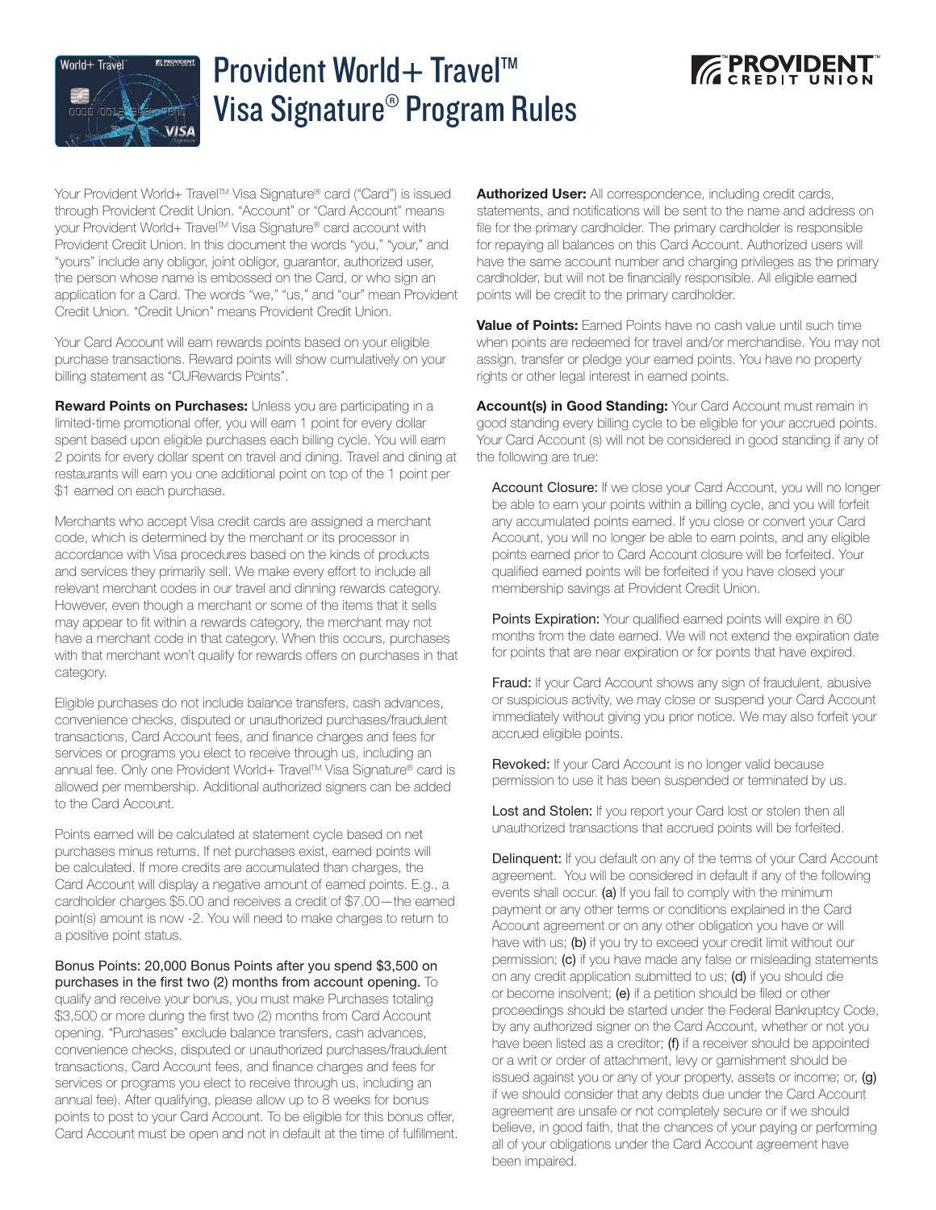# Provident World+ Travel™ Visa Signature® Program Rules

Your Provident World+ Travel™ Visa Signature® card ("Card") is issued through Provident Credit Union. "Account" or "Card Account" means your Provident World+ Travel™ Visa Signature® card account with Provident Credit Union. In this document the words "you," "your," and "yours" include any obligor, joint obligor, guarantor, authorized user, the person whose name is embossed on the Card, or who sign an application for a Card. The words "we," "us," and "our" mean Provident Credit Union. "Credit Union" means Provident Credit Union.

Your Card Account will earn rewards points based on your eligible purchase transactions. Reward points will show cumulatively on your billing statement as "CURewards Points".

**Reward Points on Purchases:** Unless you are participating in a limited-time promotional offer, you will earn 1 point for every dollar spent based upon eligible purchases each billing cycle. You will earn 2 points for every dollar spent on travel and dining. Travel and dining at restaurants will earn you one additional point on top of the 1 point per $1 earned on each purchase.

Merchants who accept Visa credit cards are assigned a merchant code, which is determined by the merchant or its processor in accordance with Visa procedures based on the kinds of products and services they primarily sell. We make every effort to include all relevant merchant codes in our travel and dinning rewards category. However, even though a merchant or some of the items that it sells may appear to fit within a rewards category, the merchant may not have a merchant code in that category. When this occurs, purchases with that merchant won't qualify for rewards offers on purchases in that category.

Eligible purchases do not include balance transfers, cash advances, convenience checks, disputed or unauthorized purchases/fraudulent transactions, Card Account fees, and finance charges and fees for services or programs you elect to receive through us, including an annual fee. Only one Provident World+ Travel™ Visa Signature® card is allowed per membership. Additional authorized signers can be added to the Card Account.

Points earned will be calculated at statement cycle based on net purchases minus returns. If net purchases exist, earned points will be calculated. If more credits are accumulated than charges, the Card Account will display a negative amount of earned points. E.g., a cardholder charges $5.00 and receives a credit of $7.00—the earned point(s) amount is now -2. You will need to make charges to return to a positive point status.

Bonus Points: 20,000 Bonus Points after you spend $3,500 on purchases in the first two (2) months from account opening. To qualify and receive your bonus, you must make Purchases totaling $3,500 or more during the first two (2) months from Card Account opening. "Purchases" exclude balance transfers, cash advances, convenience checks, disputed or unauthorized purchases/fraudulent transactions, Card Account fees, and finance charges and fees for services or programs you elect to receive through us, including an annual fee). After qualifying, please allow up to 8 weeks for bonus points to post to your Card Account. To be eligible for this bonus offer, Card Account must be open and not in default at the time of fulfillment.

**Authorized User:** All correspondence, including credit cards, statements, and notifications will be sent to the name and address on file for the primary cardholder. The primary cardholder is responsible for repaying all balances on this Card Account. Authorized users will have the same account number and charging privileges as the primary cardholder, but will not be financially responsible. All eligible earned points will be credit to the primary cardholder.

**Value of Points:** Earned Points have no cash value until such time when points are redeemed for travel and/or merchandise. You may not assign, transfer or pledge your earned points. You have no property rights or other legal interest in earned points.

**Account(s) in Good Standing:** Your Card Account must remain in good standing every billing cycle to be eligible for your accrued points. Your Card Account (s) will not be considered in good standing if any of the following are true:

Account Closure: If we close your Card Account, you will no longer be able to earn your points within a billing cycle, and you will forfeit any accumulated points earned. If you close or convert your Card Account, you will no longer be able to earn points, and any eligible points earned prior to Card Account closure will be forfeited. Your qualified earned points will be forfeited if you have closed your membership savings at Provident Credit Union.

Points Expiration: Your qualified earned points will expire in 60 months from the date earned. We will not extend the expiration date for points that are near expiration or for points that have expired.

Fraud: If your Card Account shows any sign of fraudulent, abusive or suspicious activity, we may close or suspend your Card Account immediately without giving you prior notice. We may also forfeit your accrued eligible points.

Revoked: If your Card Account is no longer valid because permission to use it has been suspended or terminated by us.

Lost and Stolen: If you report your Card lost or stolen then all unauthorized transactions that accrued points will be forfeited.

Delinquent: If you default on any of the terms of your Card Account agreement. You will be considered in default if any of the following events shall occur. **(a)** If you fail to comply with the minimum payment or any other terms or conditions explained in the Card Account agreement or on any other obligation you have or will have with us; **(b)** if you try to exceed your credit limit without our permission; **(c)** if you have made any false or misleading statements on any credit application submitted to us; **(d)** if you should die or become insolvent; **(e)** if a petition should be filed or other proceedings should be started under the Federal Bankruptcy Code, by any authorized signer on the Card Account, whether or not you have been listed as a creditor; **(f)** if a receiver should be appointed or a writ or order of attachment, levy or garnishment should be issued against you or any of your property, assets or income; or, **(g)** if we should consider that any debts due under the Card Account agreement are unsafe or not completely secure or if we should believe, in good faith, that the chances of your paying or performing all of your obligations under the Card Account agreement have been impaired.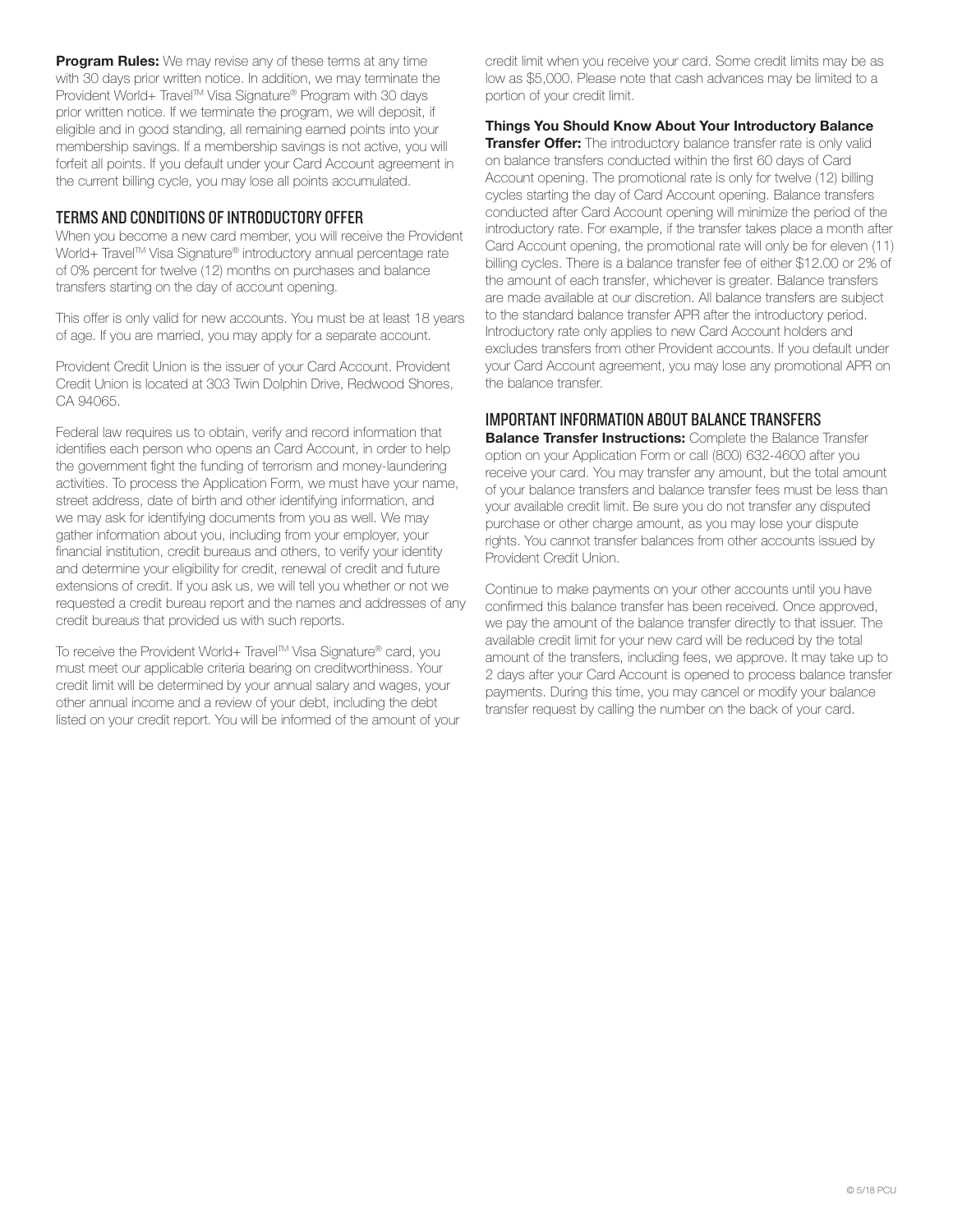**Program Rules:** We may revise any of these terms at any time with 30 days prior written notice. In addition, we may terminate the Provident World+ Travel™ Visa Signature® Program with 30 days prior written notice. If we terminate the program, we will deposit, if eligible and in good standing, all remaining earned points into your membership savings. If a membership savings is not active, you will forfeit all points. If you default under your Card Account agreement in the current billing cycle, you may lose all points accumulated.

## TERMS AND CONDITIONS OF INTRODUCTORY OFFER

When you become a new card member, you will receive the Provident World+ Travel™ Visa Signature® introductory annual percentage rate of 0% percent for twelve (12) months on purchases and balance transfers starting on the day of account opening.

This offer is only valid for new accounts. You must be at least 18 years of age. If you are married, you may apply for a separate account.

Provident Credit Union is the issuer of your Card Account. Provident Credit Union is located at 303 Twin Dolphin Drive, Redwood Shores, CA 94065.

Federal law requires us to obtain, verify and record information that identifies each person who opens an Card Account, in order to help the government fight the funding of terrorism and money-laundering activities. To process the Application Form, we must have your name, street address, date of birth and other identifying information, and we may ask for identifying documents from you as well. We may gather information about you, including from your employer, your financial institution, credit bureaus and others, to verify your identity and determine your eligibility for credit, renewal of credit and future extensions of credit. If you ask us, we will tell you whether or not we requested a credit bureau report and the names and addresses of any credit bureaus that provided us with such reports.

To receive the Provident World+ Travel™ Visa Signature® card, you must meet our applicable criteria bearing on creditworthiness. Your credit limit will be determined by your annual salary and wages, your other annual income and a review of your debt, including the debt listed on your credit report. You will be informed of the amount of your credit limit when you receive your card. Some credit limits may be as low as $5,000. Please note that cash advances may be limited to a portion of your credit limit.

**Things You Should Know About Your Introductory Balance Transfer Offer:** The introductory balance transfer rate is only valid on balance transfers conducted within the first 60 days of Card Account opening. The promotional rate is only for twelve (12) billing cycles starting the day of Card Account opening. Balance transfers conducted after Card Account opening will minimize the period of the introductory rate. For example, if the transfer takes place a month after Card Account opening, the promotional rate will only be for eleven (11) billing cycles. There is a balance transfer fee of either $12.00 or 2% of the amount of each transfer, whichever is greater. Balance transfers are made available at our discretion. All balance transfers are subject to the standard balance transfer APR after the introductory period. Introductory rate only applies to new Card Account holders and excludes transfers from other Provident accounts. If you default under your Card Account agreement, you may lose any promotional APR on the balance transfer.

## IMPORTANT INFORMATION ABOUT BALANCE TRANSFERS

**Balance Transfer Instructions:** Complete the Balance Transfer option on your Application Form or call (800) 632-4600 after you receive your card. You may transfer any amount, but the total amount of your balance transfers and balance transfer fees must be less than your available credit limit. Be sure you do not transfer any disputed purchase or other charge amount, as you may lose your dispute rights. You cannot transfer balances from other accounts issued by Provident Credit Union.

Continue to make payments on your other accounts until you have confirmed this balance transfer has been received. Once approved, we pay the amount of the balance transfer directly to that issuer. The available credit limit for your new card will be reduced by the total amount of the transfers, including fees, we approve. It may take up to 2 days after your Card Account is opened to process balance transfer payments. During this time, you may cancel or modify your balance transfer request by calling the number on the back of your card.

© 5/18 PCU